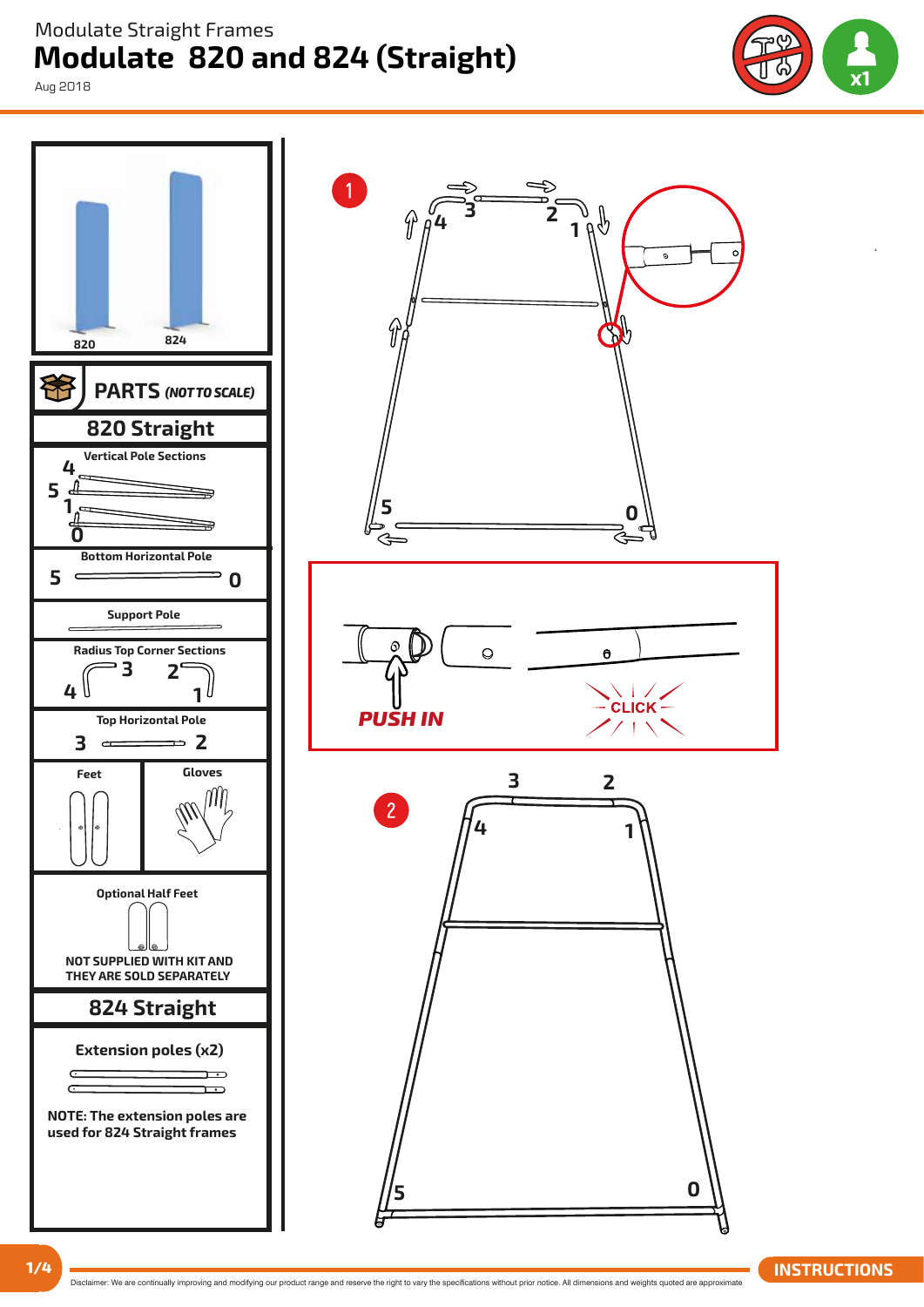Modulate Straight Frames

# Modulate 820 and 824 (Straight)

Aug 2018

x1

820

824

## PARTS *(NOT TO SCALE)*

### 820 Straight

**Vertical Pole Sections**

4 5 1 0

**Bottom Horizontal Pole**

5 0

**Support Pole**

**Radius Top Corner Sections**

3 4 2 1

**Top Horizontal Pole**

3 2

**Feet**

**Gloves**

**Optional Half Feet**

NOT SUPPLIED WITH KIT AND THEY ARE SOLD SEPARATELY

### 824 Straight

**Extension poles (x2)**

**NOTE: The extension poles are used for 824 Straight frames**

1

4 3 2 1 5 0

***PUSH IN***

CLICK

2

3 2 4 1 5 0

INSTRUCTIONS

Disclaimer: We are continually improving and modifying our product range and reserve the right to vary the specifications without prior notice. All dimensions and weights quoted are approximate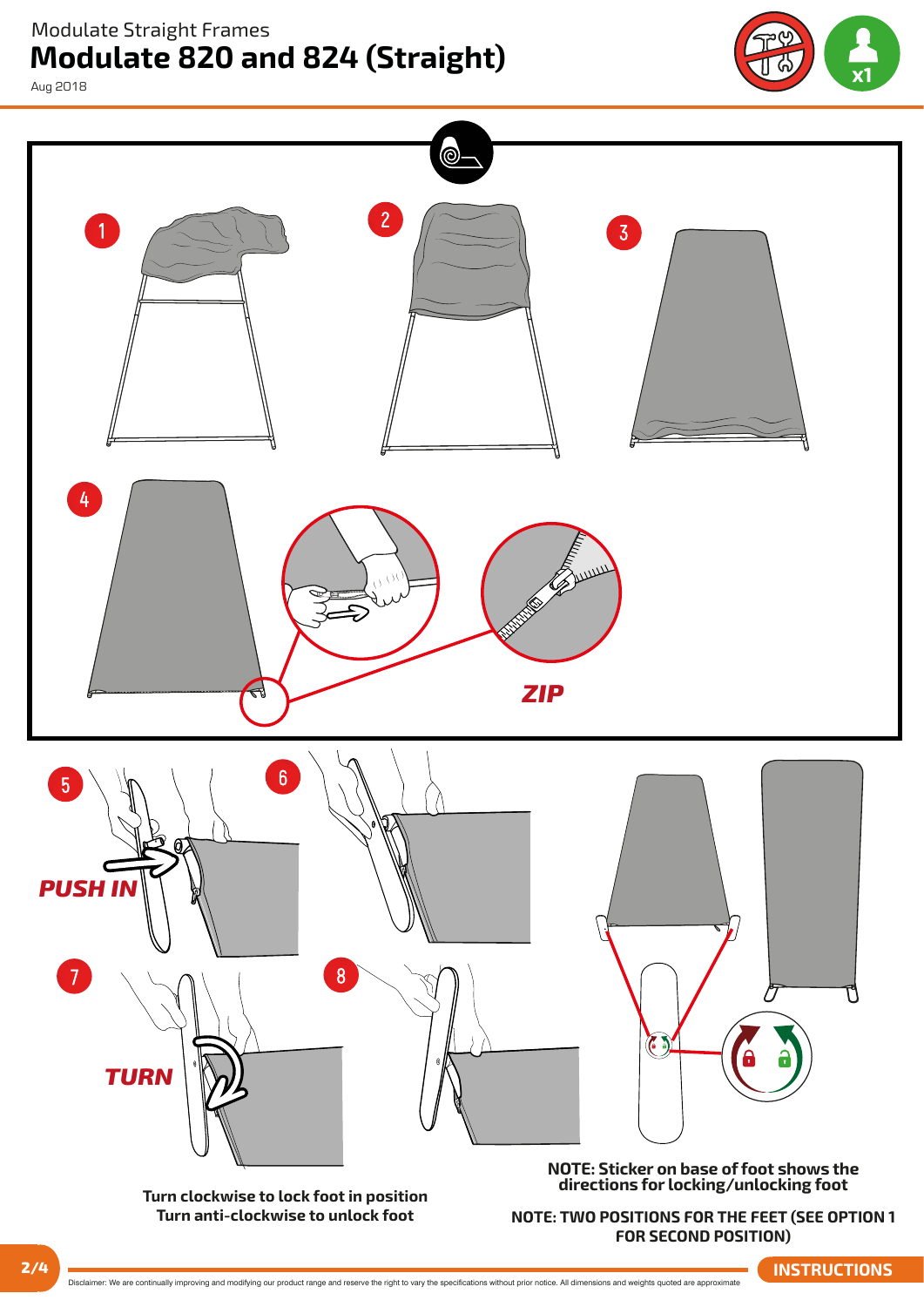Modulate Straight Frames

# Modulate 820 and 824 (Straight)

Aug 2018

x1

1

2

3

4

ZIP

5

PUSH IN

6

7

TURN

8

Turn clockwise to lock foot in position
Turn anti-clockwise to unlock foot

**NOTE: Sticker on base of foot shows the directions for locking/unlocking foot**

**NOTE: TWO POSITIONS FOR THE FEET (SEE OPTION 1 FOR SECOND POSITION)**

Disclaimer: We are continually improving and modifying our product range and reserve the right to vary the specifications without prior notice. All dimensions and weights quoted are approximate

INSTRUCTIONS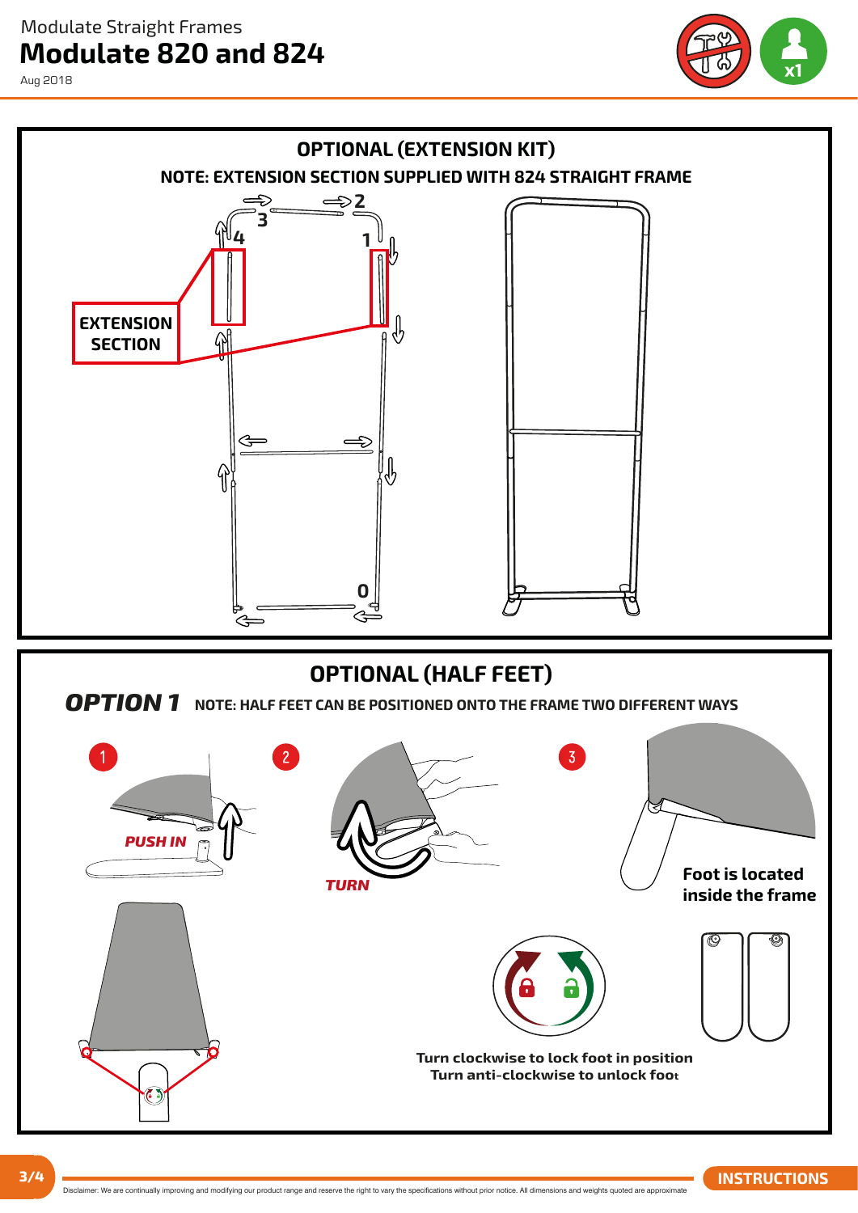Modulate Straight Frames

# Modulate 820 and 824

Aug 2018

## OPTIONAL (EXTENSION KIT)

**NOTE: EXTENSION SECTION SUPPLIED WITH 824 STRAIGHT FRAME**

3 2 4 1

**EXTENSION SECTION**

0

## OPTIONAL (HALF FEET)

***OPTION 1*** **NOTE: HALF FEET CAN BE POSITIONED ONTO THE FRAME TWO DIFFERENT WAYS**

1 ***PUSH IN***

2 ***TURN***

3 **Foot is located inside the frame**

**Turn clockwise to lock foot in position**
**Turn anti-clockwise to unlock foot**

Disclaimer: We are continually improving and modifying our product range and reserve the right to vary the specifications without prior notice. All dimensions and weights quoted are approximate

**INSTRUCTIONS**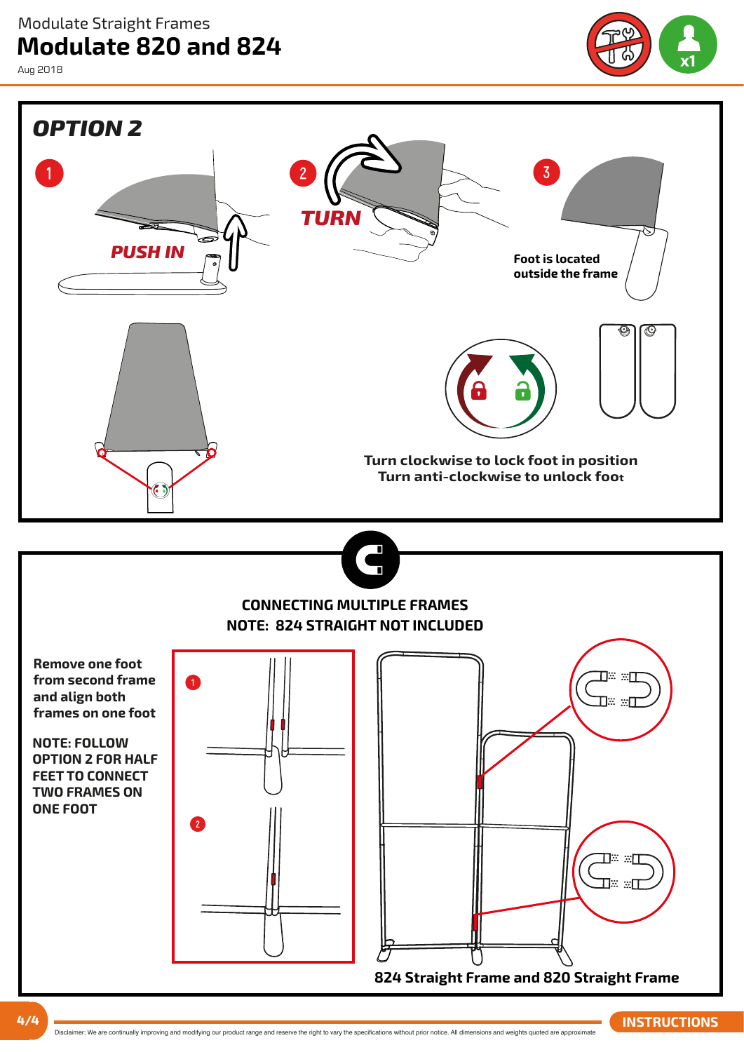Modulate Straight Frames

# Modulate 820 and 824

Aug 2018

## OPTION 2

1 PUSH IN

2 TURN

3 Foot is located outside the frame

Turn clockwise to lock foot in position
Turn anti-clockwise to unlock foot

## CONNECTING MULTIPLE FRAMES

NOTE: 824 STRAIGHT NOT INCLUDED

**Remove one foot from second frame and align both frames on one foot**

**NOTE: FOLLOW OPTION 2 FOR HALF FEET TO CONNECT TWO FRAMES ON ONE FOOT**

1

2

**824 Straight Frame and 820 Straight Frame**

INSTRUCTIONS

Disclaimer: We are continually improving and modifying our product range and reserve the right to vary the specifications without prior notice. All dimensions and weights quoted are approximate